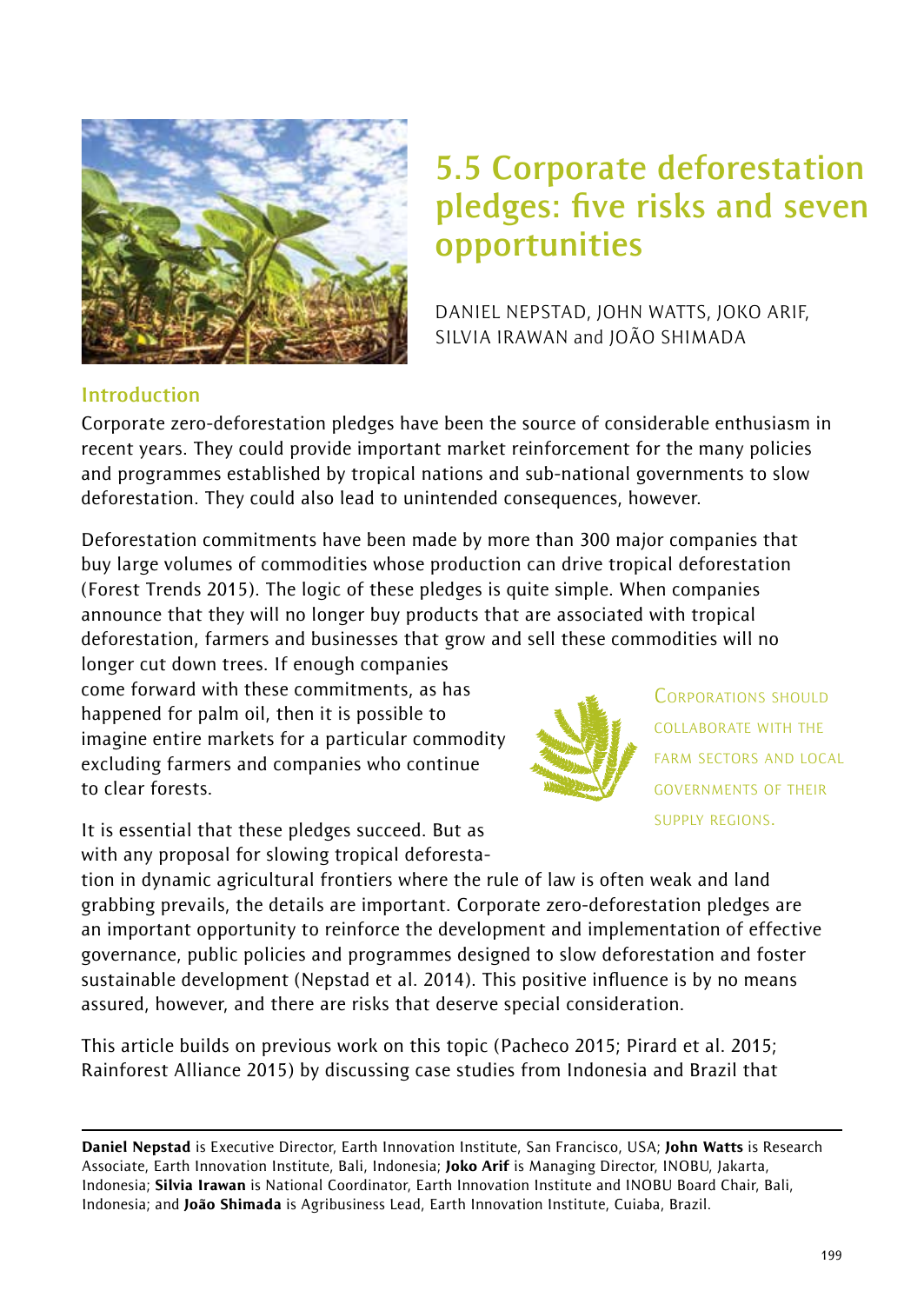# 5.5 Corporate deforestation pledges: five risks and seven opportunities

DANIEL NEPSTAD, JOHN WATTS, JOKO ARIF, SILVIA IRAWAN and JOÃO SHIMADA

## Introduction

Corporate zero-deforestation pledges have been the source of considerable enthusiasm in recent years. They could provide important market reinforcement for the many policies and programmes established by tropical nations and sub-national governments to slow deforestation. They could also lead to unintended consequences, however.

Deforestation commitments have been made by more than 300 major companies that buy large volumes of commodities whose production can drive tropical deforestation (Forest Trends 2015). The logic of these pledges is quite simple. When companies announce that they will no longer buy products that are associated with tropical deforestation, farmers and businesses that grow and sell these commodities will no longer cut down trees. If enough companies come forward with these commitments, as has happened for palm oil, then it is possible to imagine entire markets for a particular commodity excluding farmers and companies who continue to clear forests.

> Corporations should collaborate with the farm sectors and local governments of their supply regions.

It is essential that these pledges succeed. But as with any proposal for slowing tropical deforestation in dynamic agricultural frontiers where the rule of law is often weak and land grabbing prevails, the details are important. Corporate zero-deforestation pledges are an important opportunity to reinforce the development and implementation of effective governance, public policies and programmes designed to slow deforestation and foster sustainable development (Nepstad et al. 2014). This positive influence is by no means assured, however, and there are risks that deserve special consideration.

This article builds on previous work on this topic (Pacheco 2015; Pirard et al. 2015; Rainforest Alliance 2015) by discussing case studies from Indonesia and Brazil that

---

**Daniel Nepstad** is Executive Director, Earth Innovation Institute, San Francisco, USA; **John Watts** is Research Associate, Earth Innovation Institute, Bali, Indonesia; **Joko Arif** is Managing Director, INOBU, Jakarta, Indonesia; **Silvia Irawan** is National Coordinator, Earth Innovation Institute and INOBU Board Chair, Bali, Indonesia; and **João Shimada** is Agribusiness Lead, Earth Innovation Institute, Cuiaba, Brazil.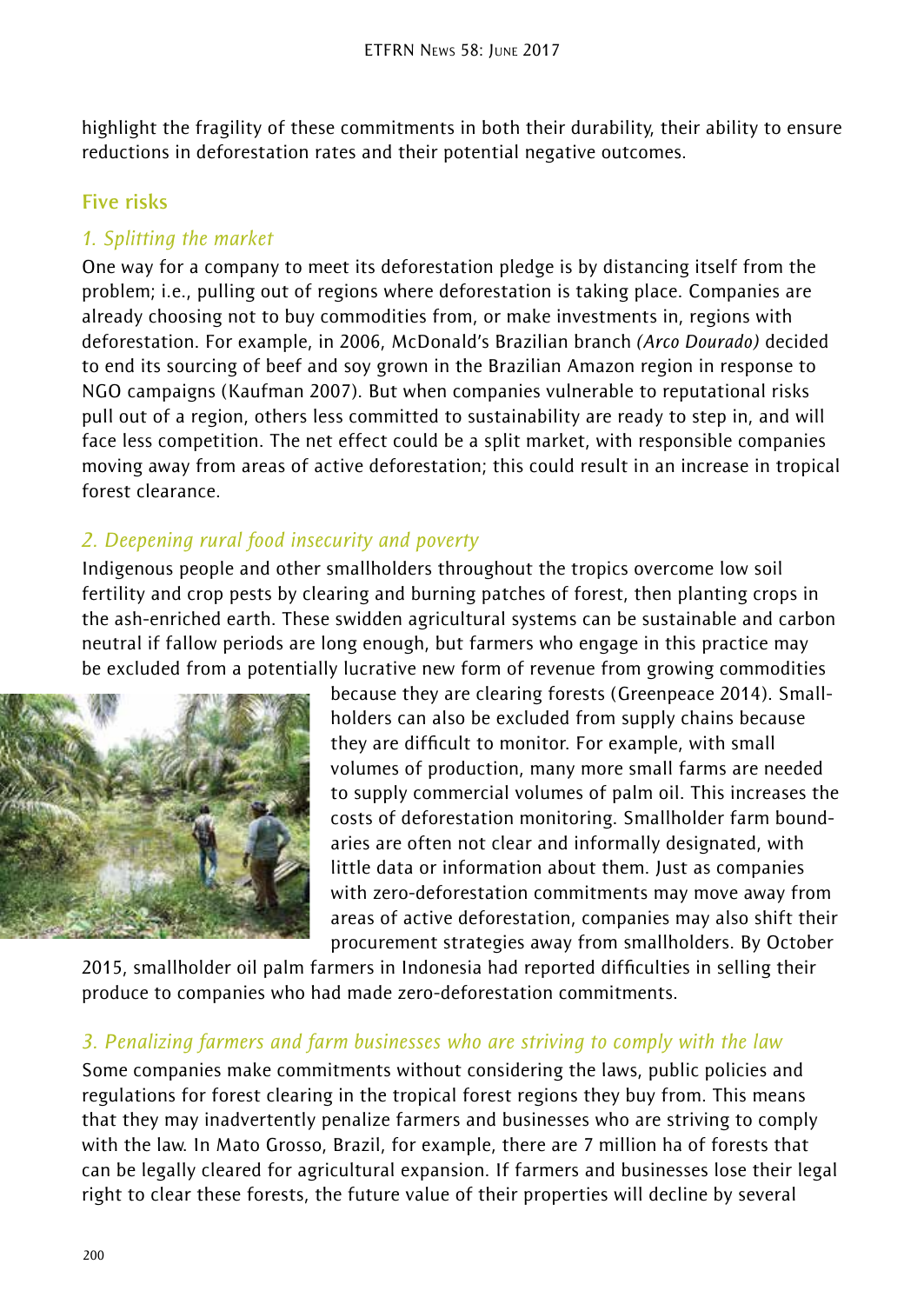highlight the fragility of these commitments in both their durability, their ability to ensure reductions in deforestation rates and their potential negative outcomes.

## Five risks

### *1. Splitting the market*

One way for a company to meet its deforestation pledge is by distancing itself from the problem; i.e., pulling out of regions where deforestation is taking place. Companies are already choosing not to buy commodities from, or make investments in, regions with deforestation. For example, in 2006, McDonald's Brazilian branch *(Arco Dourado)* decided to end its sourcing of beef and soy grown in the Brazilian Amazon region in response to NGO campaigns (Kaufman 2007). But when companies vulnerable to reputational risks pull out of a region, others less committed to sustainability are ready to step in, and will face less competition. The net effect could be a split market, with responsible companies moving away from areas of active deforestation; this could result in an increase in tropical forest clearance.

### *2. Deepening rural food insecurity and poverty*

Indigenous people and other smallholders throughout the tropics overcome low soil fertility and crop pests by clearing and burning patches of forest, then planting crops in the ash-enriched earth. These swidden agricultural systems can be sustainable and carbon neutral if fallow periods are long enough, but farmers who engage in this practice may be excluded from a potentially lucrative new form of revenue from growing commodities because they are clearing forests (Greenpeace 2014). Smallholders can also be excluded from supply chains because they are difficult to monitor. For example, with small volumes of production, many more small farms are needed to supply commercial volumes of palm oil. This increases the costs of deforestation monitoring. Smallholder farm boundaries are often not clear and informally designated, with little data or information about them. Just as companies with zero-deforestation commitments may move away from areas of active deforestation, companies may also shift their procurement strategies away from smallholders. By October 2015, smallholder oil palm farmers in Indonesia had reported difficulties in selling their produce to companies who had made zero-deforestation commitments.

### *3. Penalizing farmers and farm businesses who are striving to comply with the law*

Some companies make commitments without considering the laws, public policies and regulations for forest clearing in the tropical forest regions they buy from. This means that they may inadvertently penalize farmers and businesses who are striving to comply with the law. In Mato Grosso, Brazil, for example, there are 7 million ha of forests that can be legally cleared for agricultural expansion. If farmers and businesses lose their legal right to clear these forests, the future value of their properties will decline by several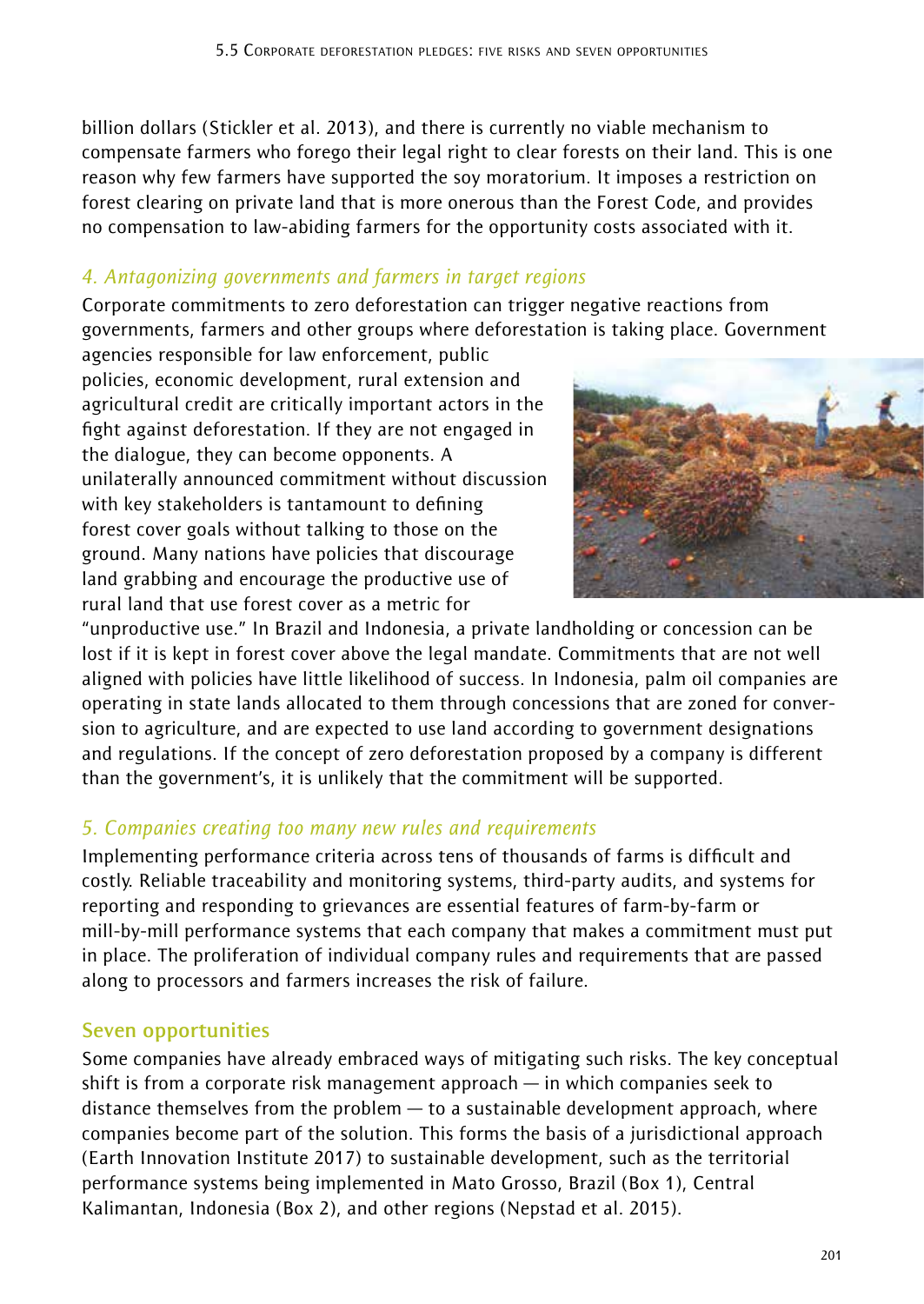billion dollars (Stickler et al. 2013), and there is currently no viable mechanism to compensate farmers who forego their legal right to clear forests on their land. This is one reason why few farmers have supported the soy moratorium. It imposes a restriction on forest clearing on private land that is more onerous than the Forest Code, and provides no compensation to law-abiding farmers for the opportunity costs associated with it.

### *4. Antagonizing governments and farmers in target regions*

Corporate commitments to zero deforestation can trigger negative reactions from governments, farmers and other groups where deforestation is taking place. Government agencies responsible for law enforcement, public policies, economic development, rural extension and agricultural credit are critically important actors in the fight against deforestation. If they are not engaged in the dialogue, they can become opponents. A unilaterally announced commitment without discussion with key stakeholders is tantamount to defining forest cover goals without talking to those on the ground. Many nations have policies that discourage land grabbing and encourage the productive use of rural land that use forest cover as a metric for "unproductive use." In Brazil and Indonesia, a private landholding or concession can be lost if it is kept in forest cover above the legal mandate. Commitments that are not well aligned with policies have little likelihood of success. In Indonesia, palm oil companies are operating in state lands allocated to them through concessions that are zoned for conversion to agriculture, and are expected to use land according to government designations and regulations. If the concept of zero deforestation proposed by a company is different than the government's, it is unlikely that the commitment will be supported.

### *5. Companies creating too many new rules and requirements*

Implementing performance criteria across tens of thousands of farms is difficult and costly. Reliable traceability and monitoring systems, third-party audits, and systems for reporting and responding to grievances are essential features of farm-by-farm or mill-by-mill performance systems that each company that makes a commitment must put in place. The proliferation of individual company rules and requirements that are passed along to processors and farmers increases the risk of failure.

## Seven opportunities

Some companies have already embraced ways of mitigating such risks. The key conceptual shift is from a corporate risk management approach — in which companies seek to distance themselves from the problem — to a sustainable development approach, where companies become part of the solution. This forms the basis of a jurisdictional approach (Earth Innovation Institute 2017) to sustainable development, such as the territorial performance systems being implemented in Mato Grosso, Brazil (Box 1), Central Kalimantan, Indonesia (Box 2), and other regions (Nepstad et al. 2015).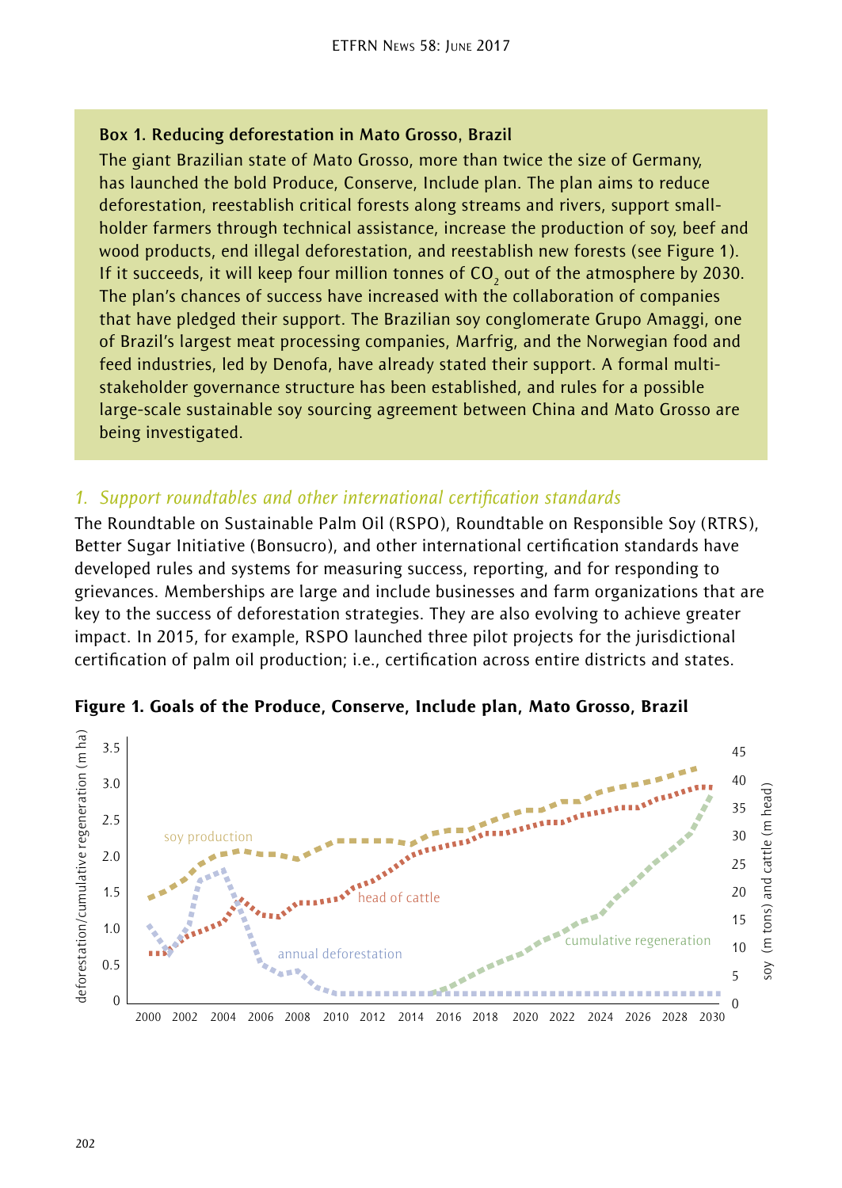**Box 1. Reducing deforestation in Mato Grosso, Brazil**

The giant Brazilian state of Mato Grosso, more than twice the size of Germany, has launched the bold Produce, Conserve, Include plan. The plan aims to reduce deforestation, reestablish critical forests along streams and rivers, support small-holder farmers through technical assistance, increase the production of soy, beef and wood products, end illegal deforestation, and reestablish new forests (see Figure 1). If it succeeds, it will keep four million tonnes of $CO_2$ out of the atmosphere by 2030. The plan's chances of success have increased with the collaboration of companies that have pledged their support. The Brazilian soy conglomerate Grupo Amaggi, one of Brazil's largest meat processing companies, Marfrig, and the Norwegian food and feed industries, led by Denofa, have already stated their support. A formal multi-stakeholder governance structure has been established, and rules for a possible large-scale sustainable soy sourcing agreement between China and Mato Grosso are being investigated.

### *1. Support roundtables and other international certification standards*

The Roundtable on Sustainable Palm Oil (RSPO), Roundtable on Responsible Soy (RTRS), Better Sugar Initiative (Bonsucro), and other international certification standards have developed rules and systems for measuring success, reporting, and for responding to grievances. Memberships are large and include businesses and farm organizations that are key to the success of deforestation strategies. They are also evolving to achieve greater impact. In 2015, for example, RSPO launched three pilot projects for the jurisdictional certification of palm oil production; i.e., certification across entire districts and states.

**Figure 1. Goals of the Produce, Conserve, Include plan, Mato Grosso, Brazil**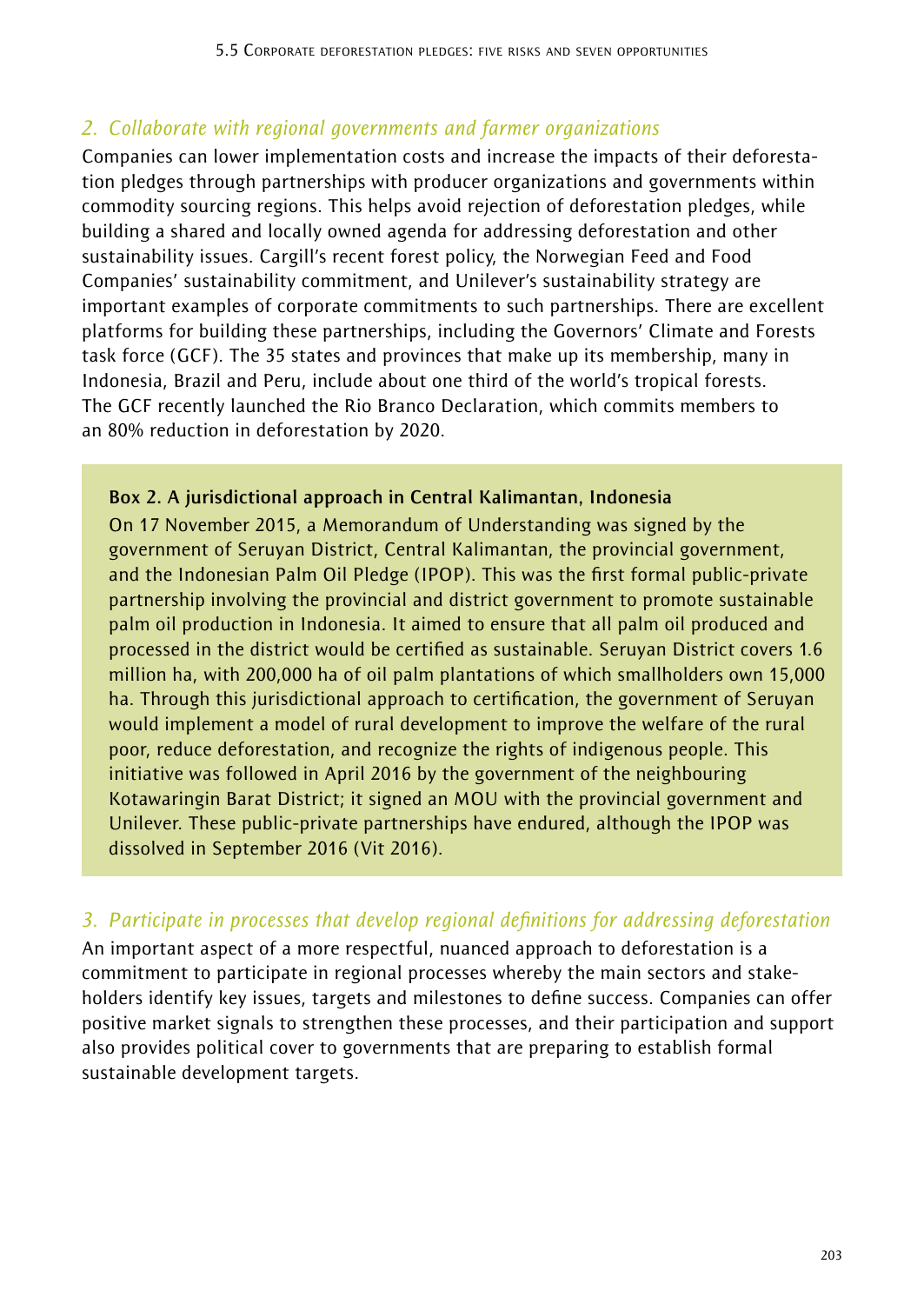### *2. Collaborate with regional governments and farmer organizations*

Companies can lower implementation costs and increase the impacts of their deforestation pledges through partnerships with producer organizations and governments within commodity sourcing regions. This helps avoid rejection of deforestation pledges, while building a shared and locally owned agenda for addressing deforestation and other sustainability issues. Cargill's recent forest policy, the Norwegian Feed and Food Companies' sustainability commitment, and Unilever's sustainability strategy are important examples of corporate commitments to such partnerships. There are excellent platforms for building these partnerships, including the Governors' Climate and Forests task force (GCF). The 35 states and provinces that make up its membership, many in Indonesia, Brazil and Peru, include about one third of the world's tropical forests. The GCF recently launched the Rio Branco Declaration, which commits members to an 80% reduction in deforestation by 2020.

> **Box 2. A jurisdictional approach in Central Kalimantan, Indonesia**
>
> On 17 November 2015, a Memorandum of Understanding was signed by the government of Seruyan District, Central Kalimantan, the provincial government, and the Indonesian Palm Oil Pledge (IPOP). This was the first formal public-private partnership involving the provincial and district government to promote sustainable palm oil production in Indonesia. It aimed to ensure that all palm oil produced and processed in the district would be certified as sustainable. Seruyan District covers 1.6 million ha, with 200,000 ha of oil palm plantations of which smallholders own 15,000 ha. Through this jurisdictional approach to certification, the government of Seruyan would implement a model of rural development to improve the welfare of the rural poor, reduce deforestation, and recognize the rights of indigenous people. This initiative was followed in April 2016 by the government of the neighbouring Kotawaringin Barat District; it signed an MOU with the provincial government and Unilever. These public-private partnerships have endured, although the IPOP was dissolved in September 2016 (Vit 2016).

### *3. Participate in processes that develop regional definitions for addressing deforestation*

An important aspect of a more respectful, nuanced approach to deforestation is a commitment to participate in regional processes whereby the main sectors and stakeholders identify key issues, targets and milestones to define success. Companies can offer positive market signals to strengthen these processes, and their participation and support also provides political cover to governments that are preparing to establish formal sustainable development targets.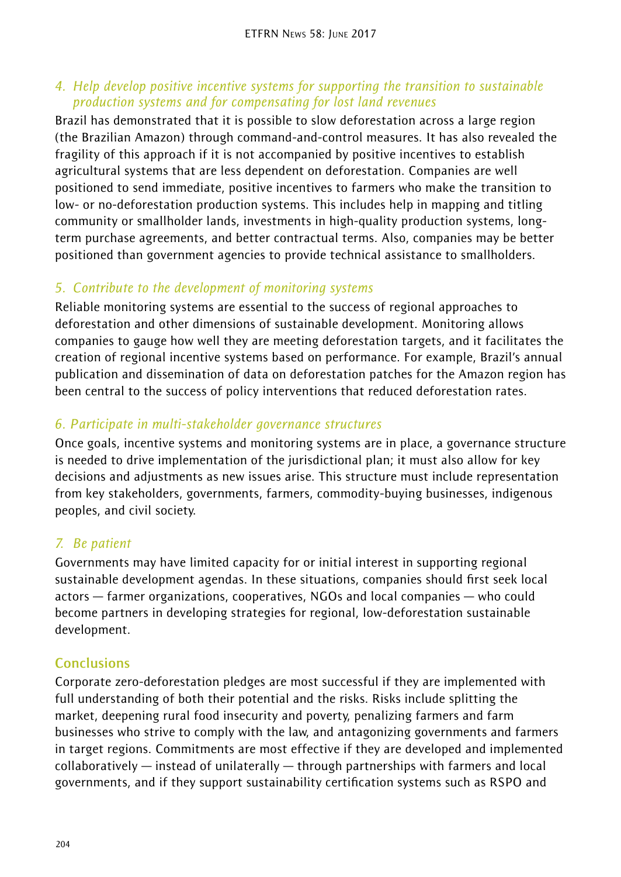### *4. Help develop positive incentive systems for supporting the transition to sustainable production systems and for compensating for lost land revenues*

Brazil has demonstrated that it is possible to slow deforestation across a large region (the Brazilian Amazon) through command-and-control measures. It has also revealed the fragility of this approach if it is not accompanied by positive incentives to establish agricultural systems that are less dependent on deforestation. Companies are well positioned to send immediate, positive incentives to farmers who make the transition to low- or no-deforestation production systems. This includes help in mapping and titling community or smallholder lands, investments in high-quality production systems, long-term purchase agreements, and better contractual terms. Also, companies may be better positioned than government agencies to provide technical assistance to smallholders.

### *5. Contribute to the development of monitoring systems*

Reliable monitoring systems are essential to the success of regional approaches to deforestation and other dimensions of sustainable development. Monitoring allows companies to gauge how well they are meeting deforestation targets, and it facilitates the creation of regional incentive systems based on performance. For example, Brazil's annual publication and dissemination of data on deforestation patches for the Amazon region has been central to the success of policy interventions that reduced deforestation rates.

### *6. Participate in multi-stakeholder governance structures*

Once goals, incentive systems and monitoring systems are in place, a governance structure is needed to drive implementation of the jurisdictional plan; it must also allow for key decisions and adjustments as new issues arise. This structure must include representation from key stakeholders, governments, farmers, commodity-buying businesses, indigenous peoples, and civil society.

### *7. Be patient*

Governments may have limited capacity for or initial interest in supporting regional sustainable development agendas. In these situations, companies should first seek local actors — farmer organizations, cooperatives, NGOs and local companies — who could become partners in developing strategies for regional, low-deforestation sustainable development.

## Conclusions

Corporate zero-deforestation pledges are most successful if they are implemented with full understanding of both their potential and the risks. Risks include splitting the market, deepening rural food insecurity and poverty, penalizing farmers and farm businesses who strive to comply with the law, and antagonizing governments and farmers in target regions. Commitments are most effective if they are developed and implemented collaboratively — instead of unilaterally — through partnerships with farmers and local governments, and if they support sustainability certification systems such as RSPO and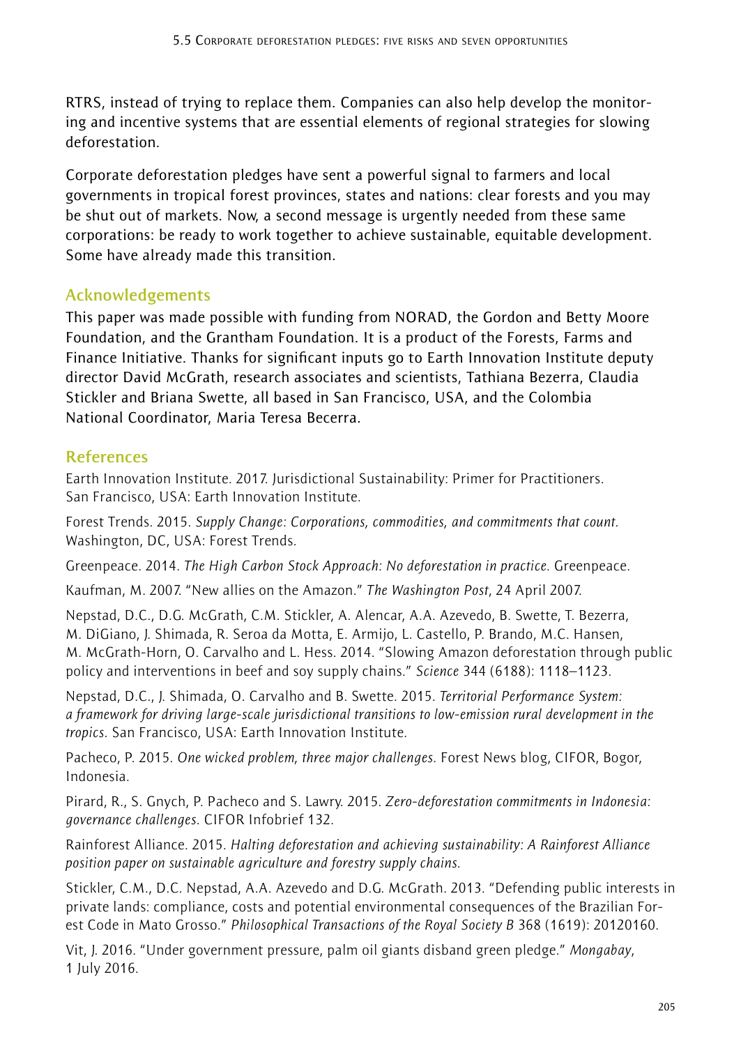RTRS, instead of trying to replace them. Companies can also help develop the monitoring and incentive systems that are essential elements of regional strategies for slowing deforestation.

Corporate deforestation pledges have sent a powerful signal to farmers and local governments in tropical forest provinces, states and nations: clear forests and you may be shut out of markets. Now, a second message is urgently needed from these same corporations: be ready to work together to achieve sustainable, equitable development. Some have already made this transition.

## Acknowledgements

This paper was made possible with funding from NORAD, the Gordon and Betty Moore Foundation, and the Grantham Foundation. It is a product of the Forests, Farms and Finance Initiative. Thanks for significant inputs go to Earth Innovation Institute deputy director David McGrath, research associates and scientists, Tathiana Bezerra, Claudia Stickler and Briana Swette, all based in San Francisco, USA, and the Colombia National Coordinator, Maria Teresa Becerra.

## References

Earth Innovation Institute. 2017. Jurisdictional Sustainability: Primer for Practitioners. San Francisco, USA: Earth Innovation Institute.

Forest Trends. 2015. *Supply Change: Corporations, commodities, and commitments that count.* Washington, DC, USA: Forest Trends.

Greenpeace. 2014. *The High Carbon Stock Approach: No deforestation in practice.* Greenpeace.

Kaufman, M. 2007. "New allies on the Amazon." *The Washington Post*, 24 April 2007.

Nepstad, D.C., D.G. McGrath, C.M. Stickler, A. Alencar, A.A. Azevedo, B. Swette, T. Bezerra, M. DiGiano, J. Shimada, R. Seroa da Motta, E. Armijo, L. Castello, P. Brando, M.C. Hansen, M. McGrath-Horn, O. Carvalho and L. Hess. 2014. "Slowing Amazon deforestation through public policy and interventions in beef and soy supply chains." *Science* 344 (6188): 1118–1123.

Nepstad, D.C., J. Shimada, O. Carvalho and B. Swette. 2015. *Territorial Performance System: a framework for driving large-scale jurisdictional transitions to low-emission rural development in the tropics.* San Francisco, USA: Earth Innovation Institute.

Pacheco, P. 2015. *One wicked problem, three major challenges.* Forest News blog, CIFOR, Bogor, Indonesia.

Pirard, R., S. Gnych, P. Pacheco and S. Lawry. 2015. *Zero-deforestation commitments in Indonesia: governance challenges.* CIFOR Infobrief 132.

Rainforest Alliance. 2015. *Halting deforestation and achieving sustainability: A Rainforest Alliance position paper on sustainable agriculture and forestry supply chains.*

Stickler, C.M., D.C. Nepstad, A.A. Azevedo and D.G. McGrath. 2013. "Defending public interests in private lands: compliance, costs and potential environmental consequences of the Brazilian Forest Code in Mato Grosso." *Philosophical Transactions of the Royal Society B* 368 (1619): 20120160.

Vit, J. 2016. "Under government pressure, palm oil giants disband green pledge." *Mongabay*, 1 July 2016.